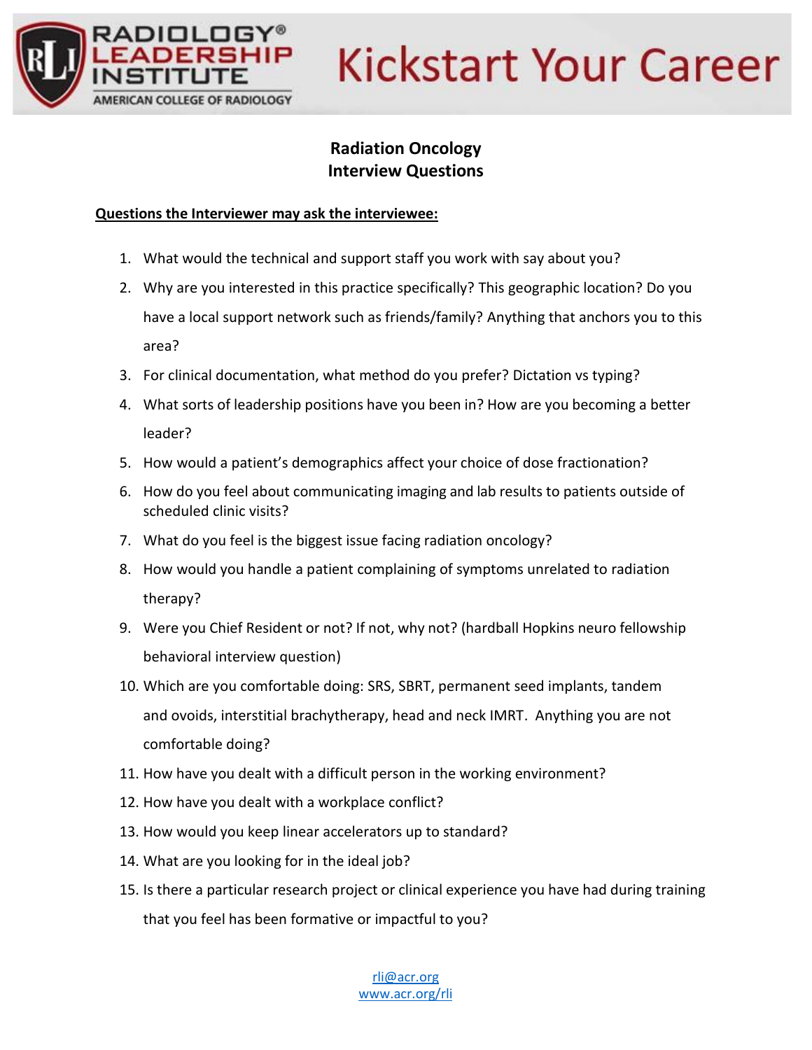# Kickstart Your Career

## Radiation Oncology
## Interview Questions

**Questions the Interviewer may ask the interviewee:**

1. What would the technical and support staff you work with say about you?
2. Why are you interested in this practice specifically? This geographic location? Do you have a local support network such as friends/family? Anything that anchors you to this area?
3. For clinical documentation, what method do you prefer? Dictation vs typing?
4. What sorts of leadership positions have you been in? How are you becoming a better leader?
5. How would a patient's demographics affect your choice of dose fractionation?
6. How do you feel about communicating imaging and lab results to patients outside of scheduled clinic visits?
7. What do you feel is the biggest issue facing radiation oncology?
8. How would you handle a patient complaining of symptoms unrelated to radiation therapy?
9. Were you Chief Resident or not? If not, why not? (hardball Hopkins neuro fellowship behavioral interview question)
10. Which are you comfortable doing: SRS, SBRT, permanent seed implants, tandem and ovoids, interstitial brachytherapy, head and neck IMRT. Anything you are not comfortable doing?
11. How have you dealt with a difficult person in the working environment?
12. How have you dealt with a workplace conflict?
13. How would you keep linear accelerators up to standard?
14. What are you looking for in the ideal job?
15. Is there a particular research project or clinical experience you have had during training that you feel has been formative or impactful to you?

rli@acr.org
www.acr.org/rli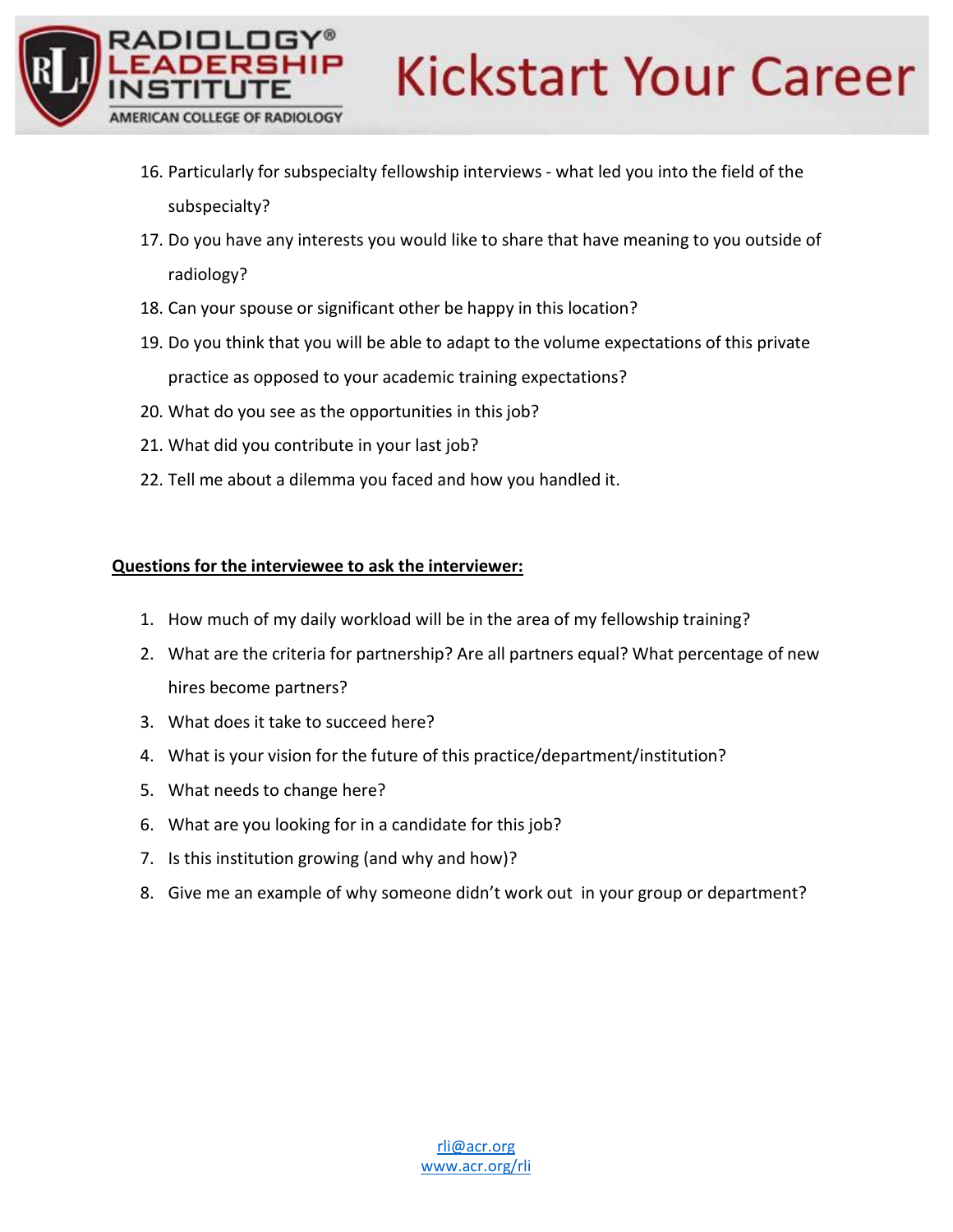16. Particularly for subspecialty fellowship interviews - what led you into the field of the subspecialty?
17. Do you have any interests you would like to share that have meaning to you outside of radiology?
18. Can your spouse or significant other be happy in this location?
19. Do you think that you will be able to adapt to the volume expectations of this private practice as opposed to your academic training expectations?
20. What do you see as the opportunities in this job?
21. What did you contribute in your last job?
22. Tell me about a dilemma you faced and how you handled it.

**Questions for the interviewee to ask the interviewer:**

1. How much of my daily workload will be in the area of my fellowship training?
2. What are the criteria for partnership? Are all partners equal? What percentage of new hires become partners?
3. What does it take to succeed here?
4. What is your vision for the future of this practice/department/institution?
5. What needs to change here?
6. What are you looking for in a candidate for this job?
7. Is this institution growing (and why and how)?
8. Give me an example of why someone didn't work out in your group or department?

rli@acr.org
www.acr.org/rli